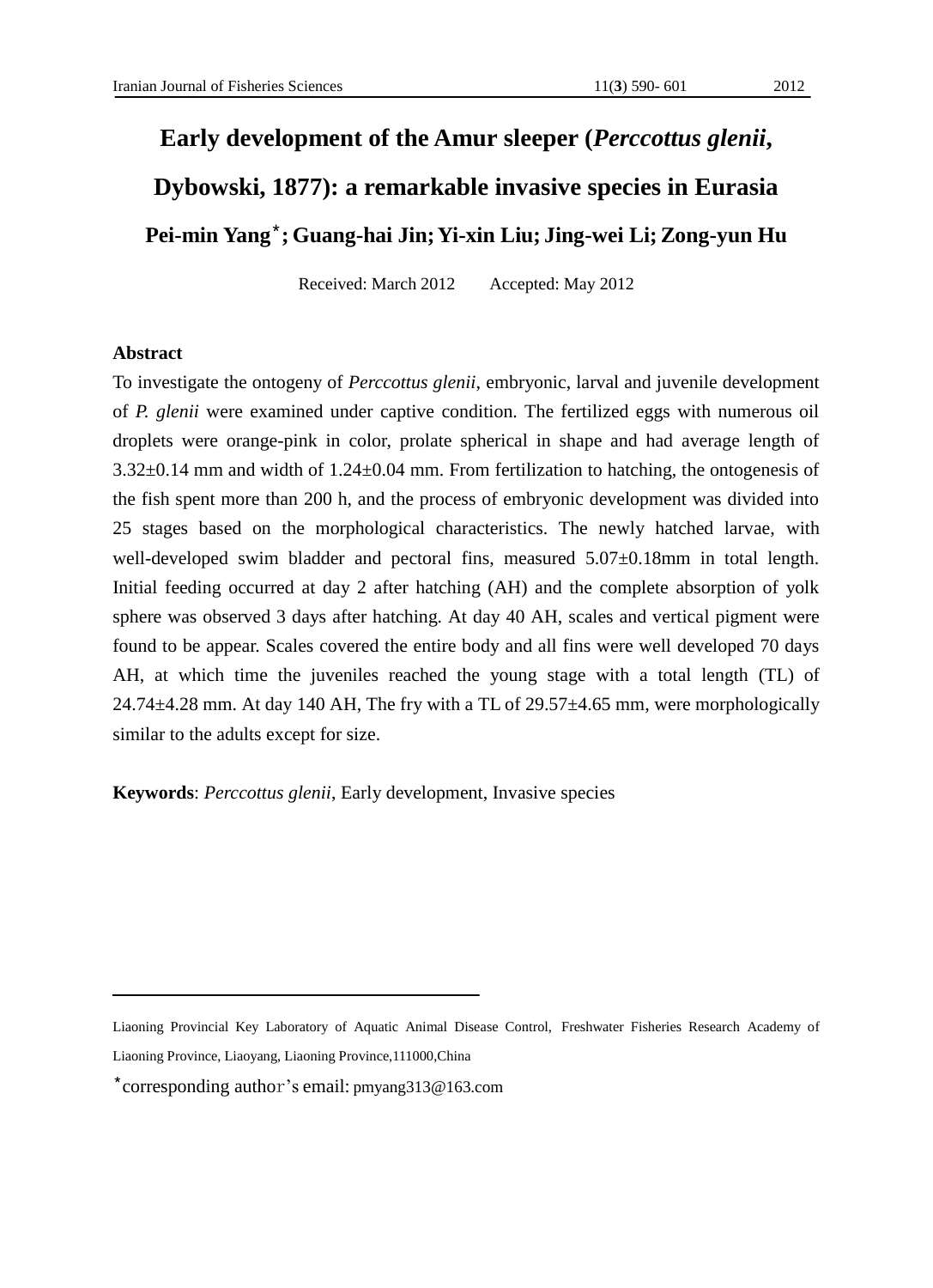# Early development of the Amur sleeper (*Perccottus glenii*, Dybowski, 1877): a remarkable invasive species in Eurasia

**Pei-min Yang*; Guang-hai Jin; Yi-xin Liu; Jing-wei Li; Zong-yun Hu**

Received: March 2012 Accepted: May 2012

## Abstract

To investigate the ontogeny of *Perccottus glenii*, embryonic, larval and juvenile development of *P. glenii* were examined under captive condition. The fertilized eggs with numerous oil droplets were orange-pink in color, prolate spherical in shape and had average length of 3.32±0.14 mm and width of 1.24±0.04 mm. From fertilization to hatching, the ontogenesis of the fish spent more than 200 h, and the process of embryonic development was divided into 25 stages based on the morphological characteristics. The newly hatched larvae, with well-developed swim bladder and pectoral fins, measured 5.07±0.18mm in total length. Initial feeding occurred at day 2 after hatching (AH) and the complete absorption of yolk sphere was observed 3 days after hatching. At day 40 AH, scales and vertical pigment were found to be appear. Scales covered the entire body and all fins were well developed 70 days AH, at which time the juveniles reached the young stage with a total length (TL) of 24.74±4.28 mm. At day 140 AH, The fry with a TL of 29.57±4.65 mm, were morphologically similar to the adults except for size.

**Keywords**: *Perccottus glenii*, Early development, Invasive species

---

Liaoning Provincial Key Laboratory of Aquatic Animal Disease Control, Freshwater Fisheries Research Academy of Liaoning Province, Liaoyang, Liaoning Province,111000,China

*corresponding author's email: pmyang313@163.com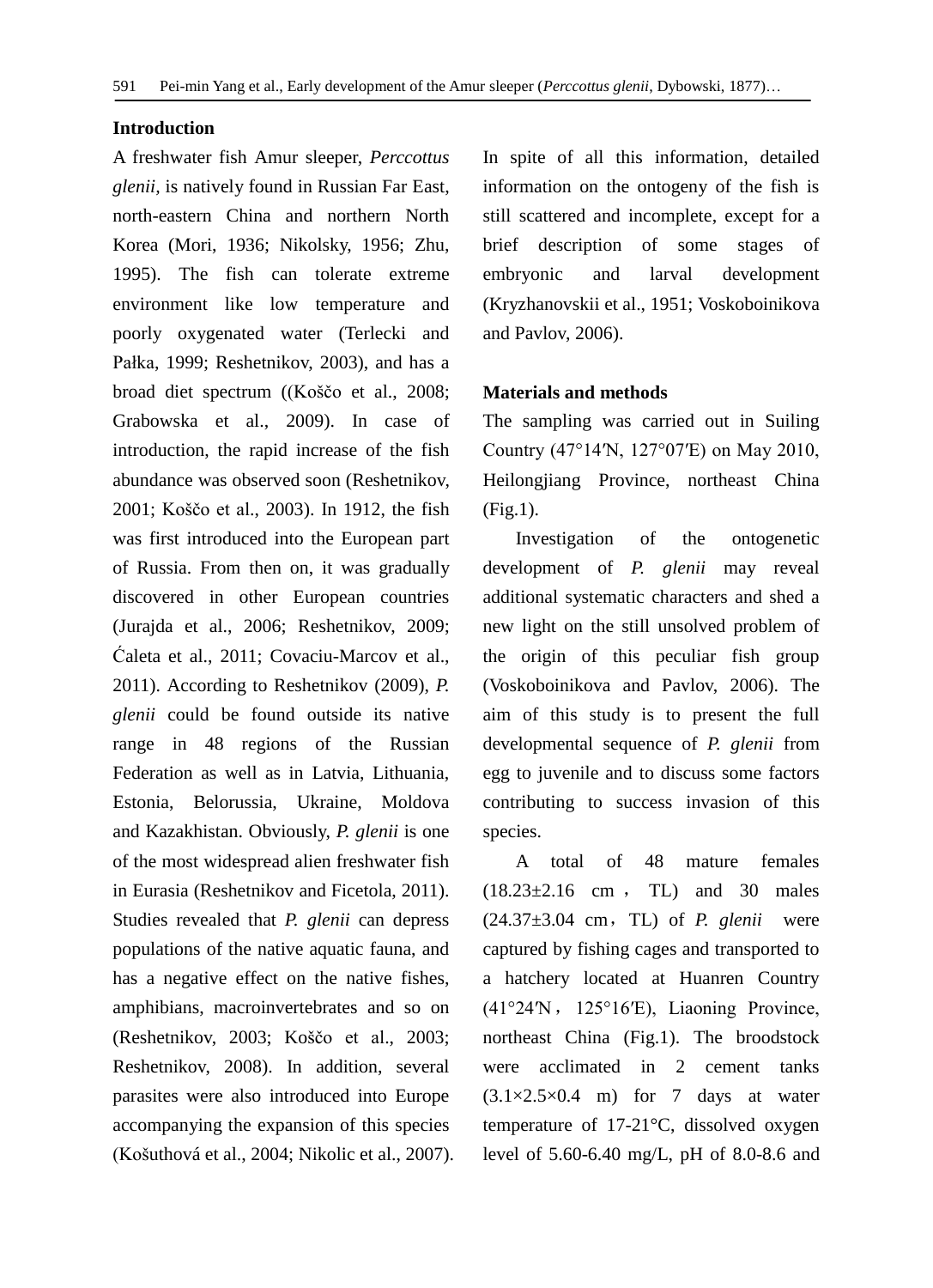## Introduction

A freshwater fish Amur sleeper, *Perccottus glenii*, is natively found in Russian Far East, north-eastern China and northern North Korea (Mori, 1936; Nikolsky, 1956; Zhu, 1995). The fish can tolerate extreme environment like low temperature and poorly oxygenated water (Terlecki and Pałka, 1999; Reshetnikov, 2003), and has a broad diet spectrum ((Koščo et al., 2008; Grabowska et al., 2009). In case of introduction, the rapid increase of the fish abundance was observed soon (Reshetnikov, 2001; Koščo et al., 2003). In 1912, the fish was first introduced into the European part of Russia. From then on, it was gradually discovered in other European countries (Jurajda et al., 2006; Reshetnikov, 2009; Ćaleta et al., 2011; Covaciu-Marcov et al., 2011). According to Reshetnikov (2009), *P. glenii* could be found outside its native range in 48 regions of the Russian Federation as well as in Latvia, Lithuania, Estonia, Belorussia, Ukraine, Moldova and Kazakhistan. Obviously, *P. glenii* is one of the most widespread alien freshwater fish in Eurasia (Reshetnikov and Ficetola, 2011). Studies revealed that *P. glenii* can depress populations of the native aquatic fauna, and has a negative effect on the native fishes, amphibians, macroinvertebrates and so on (Reshetnikov, 2003; Koščo et al., 2003; Reshetnikov, 2008). In addition, several parasites were also introduced into Europe accompanying the expansion of this species (Košuthová et al., 2004; Nikolic et al., 2007). In spite of all this information, detailed information on the ontogeny of the fish is still scattered and incomplete, except for a brief description of some stages of embryonic and larval development (Kryzhanovskii et al., 1951; Voskoboinikova and Pavlov, 2006).

## Materials and methods

The sampling was carried out in Suiling Country (47°14′N, 127°07′E) on May 2010, Heilongjiang Province, northeast China (Fig.1).

Investigation of the ontogenetic development of *P. glenii* may reveal additional systematic characters and shed a new light on the still unsolved problem of the origin of this peculiar fish group (Voskoboinikova and Pavlov, 2006). The aim of this study is to present the full developmental sequence of *P. glenii* from egg to juvenile and to discuss some factors contributing to success invasion of this species.

A total of 48 mature females (18.23±2.16 cm，TL) and 30 males (24.37±3.04 cm，TL) of *P. glenii* were captured by fishing cages and transported to a hatchery located at Huanren Country (41°24′N，125°16′E), Liaoning Province, northeast China (Fig.1). The broodstock were acclimated in 2 cement tanks (3.1×2.5×0.4 m) for 7 days at water temperature of 17-21°C, dissolved oxygen level of 5.60-6.40 mg/L, pH of 8.0-8.6 and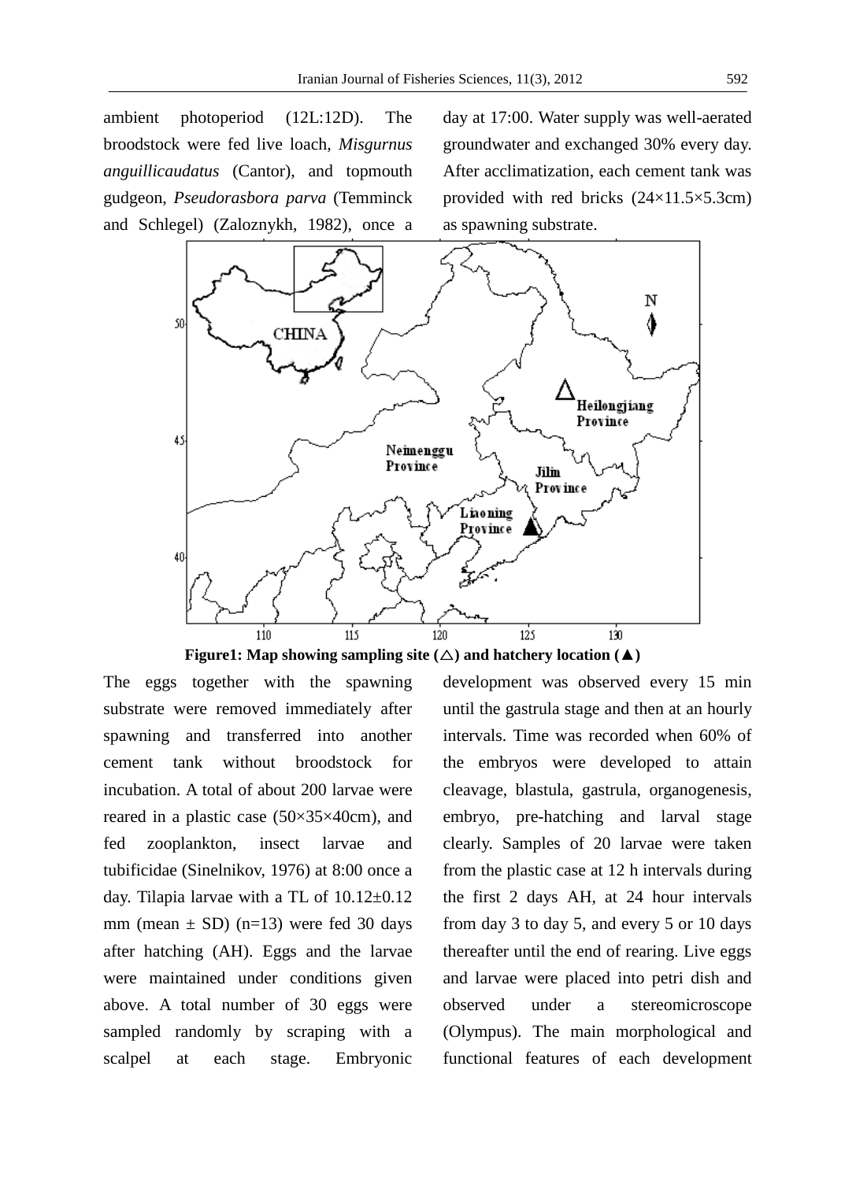ambient photoperiod (12L:12D). The broodstock were fed live loach, *Misgurnus anguillicaudatus* (Cantor), and topmouth gudgeon, *Pseudorasbora parva* (Temminck and Schlegel) (Zaloznykh, 1982), once a day at 17:00. Water supply was well-aerated groundwater and exchanged 30% every day. After acclimatization, each cement tank was provided with red bricks (24×11.5×5.3cm) as spawning substrate.

**Figure1: Map showing sampling site (△) and hatchery location (▲)**

The eggs together with the spawning substrate were removed immediately after spawning and transferred into another cement tank without broodstock for incubation. A total of about 200 larvae were reared in a plastic case (50×35×40cm), and fed zooplankton, insect larvae and tubificidae (Sinelnikov, 1976) at 8:00 once a day. Tilapia larvae with a TL of 10.12±0.12 mm (mean ± SD) (n=13) were fed 30 days after hatching (AH). Eggs and the larvae were maintained under conditions given above. A total number of 30 eggs were sampled randomly by scraping with a scalpel at each stage. Embryonic development was observed every 15 min until the gastrula stage and then at an hourly intervals. Time was recorded when 60% of the embryos were developed to attain cleavage, blastula, gastrula, organogenesis, embryo, pre-hatching and larval stage clearly. Samples of 20 larvae were taken from the plastic case at 12 h intervals during the first 2 days AH, at 24 hour intervals from day 3 to day 5, and every 5 or 10 days thereafter until the end of rearing. Live eggs and larvae were placed into petri dish and observed under a stereomicroscope (Olympus). The main morphological and functional features of each development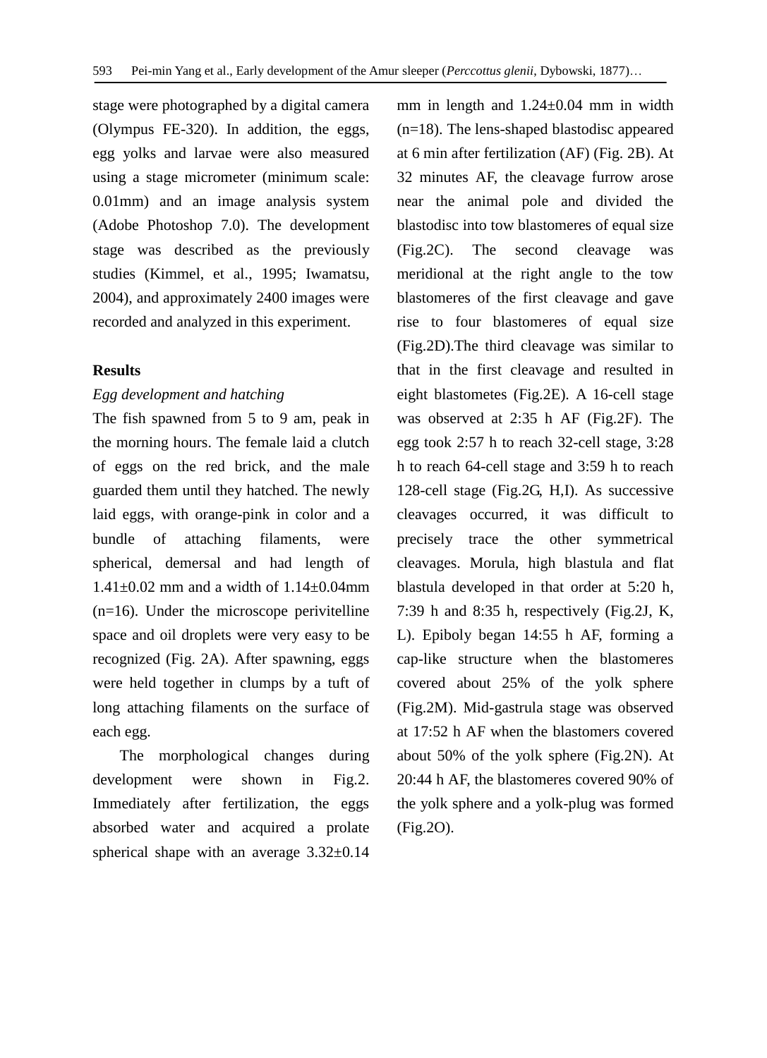stage were photographed by a digital camera (Olympus FE-320). In addition, the eggs, egg yolks and larvae were also measured using a stage micrometer (minimum scale: 0.01mm) and an image analysis system (Adobe Photoshop 7.0). The development stage was described as the previously studies (Kimmel, et al., 1995; Iwamatsu, 2004), and approximately 2400 images were recorded and analyzed in this experiment.

**Results**

*Egg development and hatching*

The fish spawned from 5 to 9 am, peak in the morning hours. The female laid a clutch of eggs on the red brick, and the male guarded them until they hatched. The newly laid eggs, with orange-pink in color and a bundle of attaching filaments, were spherical, demersal and had length of 1.41±0.02 mm and a width of 1.14±0.04mm (n=16). Under the microscope perivitelline space and oil droplets were very easy to be recognized (Fig. 2A). After spawning, eggs were held together in clumps by a tuft of long attaching filaments on the surface of each egg.

The morphological changes during development were shown in Fig.2. Immediately after fertilization, the eggs absorbed water and acquired a prolate spherical shape with an average 3.32±0.14 mm in length and 1.24±0.04 mm in width (n=18). The lens-shaped blastodisc appeared at 6 min after fertilization (AF) (Fig. 2B). At 32 minutes AF, the cleavage furrow arose near the animal pole and divided the blastodisc into tow blastomeres of equal size (Fig.2C). The second cleavage was meridional at the right angle to the tow blastomeres of the first cleavage and gave rise to four blastomeres of equal size (Fig.2D).The third cleavage was similar to that in the first cleavage and resulted in eight blastometes (Fig.2E). A 16-cell stage was observed at 2:35 h AF (Fig.2F). The egg took 2:57 h to reach 32-cell stage, 3:28 h to reach 64-cell stage and 3:59 h to reach 128-cell stage (Fig.2G, H,I). As successive cleavages occurred, it was difficult to precisely trace the other symmetrical cleavages. Morula, high blastula and flat blastula developed in that order at 5:20 h, 7:39 h and 8:35 h, respectively (Fig.2J, K, L). Epiboly began 14:55 h AF, forming a cap-like structure when the blastomeres covered about 25% of the yolk sphere (Fig.2M). Mid-gastrula stage was observed at 17:52 h AF when the blastomers covered about 50% of the yolk sphere (Fig.2N). At 20:44 h AF, the blastomeres covered 90% of the yolk sphere and a yolk-plug was formed (Fig.2O).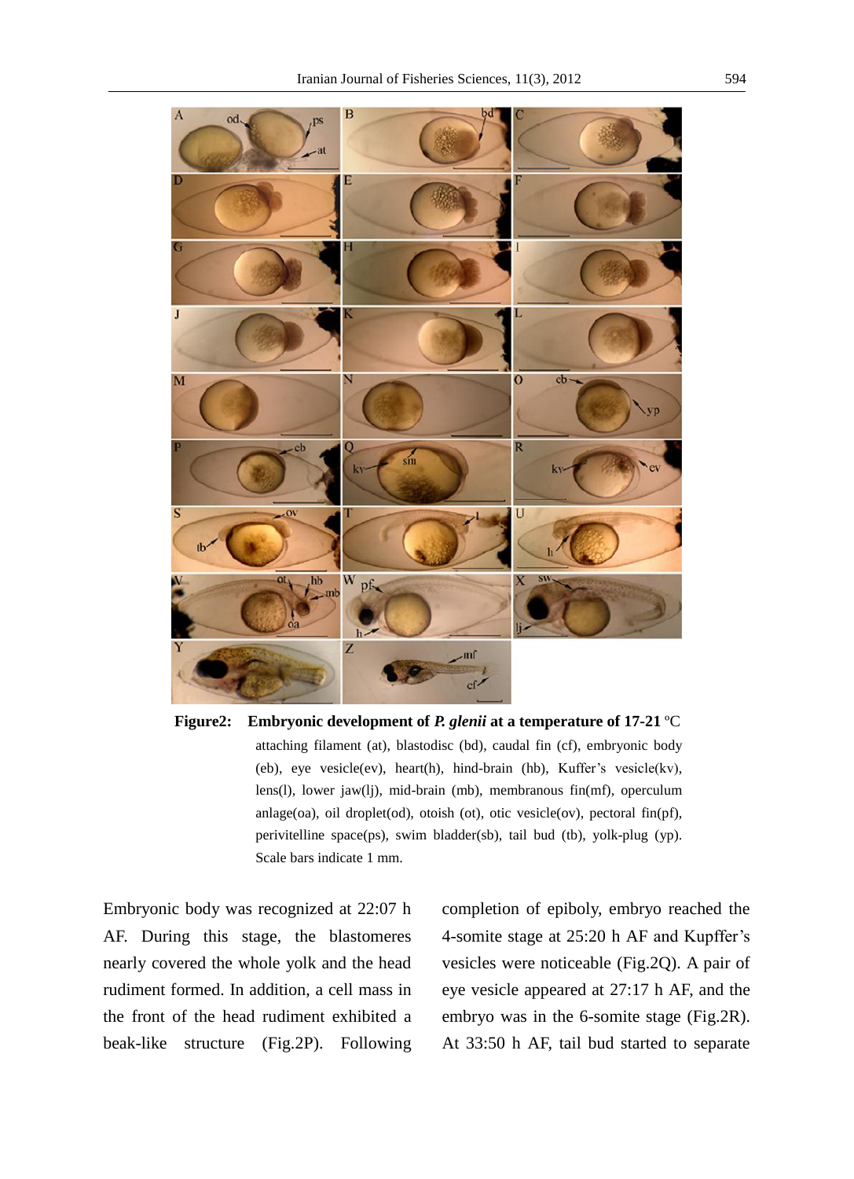**Figure2: Embryonic development of *P. glenii* at a temperature of 17-21 ºC** attaching filament (at), blastodisc (bd), caudal fin (cf), embryonic body (eb), eye vesicle(ev), heart(h), hind-brain (hb), Kuffer's vesicle(kv), lens(l), lower jaw(lj), mid-brain (mb), membranous fin(mf), operculum anlage(oa), oil droplet(od), otoish (ot), otic vesicle(ov), pectoral fin(pf), perivitelline space(ps), swim bladder(sb), tail bud (tb), yolk-plug (yp). Scale bars indicate 1 mm.

Embryonic body was recognized at 22:07 h AF. During this stage, the blastomeres nearly covered the whole yolk and the head rudiment formed. In addition, a cell mass in the front of the head rudiment exhibited a beak-like structure (Fig.2P). Following completion of epiboly, embryo reached the 4-somite stage at 25:20 h AF and Kupffer's vesicles were noticeable (Fig.2Q). A pair of eye vesicle appeared at 27:17 h AF, and the embryo was in the 6-somite stage (Fig.2R). At 33:50 h AF, tail bud started to separate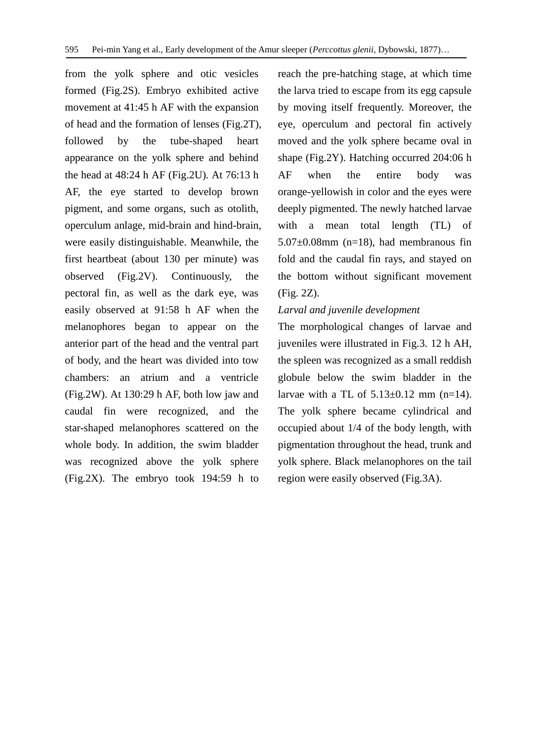from the yolk sphere and otic vesicles formed (Fig.2S). Embryo exhibited active movement at 41:45 h AF with the expansion of head and the formation of lenses (Fig.2T), followed by the tube-shaped heart appearance on the yolk sphere and behind the head at 48:24 h AF (Fig.2U). At 76:13 h AF, the eye started to develop brown pigment, and some organs, such as otolith, operculum anlage, mid-brain and hind-brain, were easily distinguishable. Meanwhile, the first heartbeat (about 130 per minute) was observed (Fig.2V). Continuously, the pectoral fin, as well as the dark eye, was easily observed at 91:58 h AF when the melanophores began to appear on the anterior part of the head and the ventral part of body, and the heart was divided into tow chambers: an atrium and a ventricle (Fig.2W). At 130:29 h AF, both low jaw and caudal fin were recognized, and the star-shaped melanophores scattered on the whole body. In addition, the swim bladder was recognized above the yolk sphere (Fig.2X). The embryo took 194:59 h to reach the pre-hatching stage, at which time the larva tried to escape from its egg capsule by moving itself frequently. Moreover, the eye, operculum and pectoral fin actively moved and the yolk sphere became oval in shape (Fig.2Y). Hatching occurred 204:06 h AF when the entire body was orange-yellowish in color and the eyes were deeply pigmented. The newly hatched larvae with a mean total length (TL) of 5.07±0.08mm (n=18), had membranous fin fold and the caudal fin rays, and stayed on the bottom without significant movement (Fig. 2Z).

*Larval and juvenile development*

The morphological changes of larvae and juveniles were illustrated in Fig.3. 12 h AH, the spleen was recognized as a small reddish globule below the swim bladder in the larvae with a TL of 5.13±0.12 mm (n=14). The yolk sphere became cylindrical and occupied about 1/4 of the body length, with pigmentation throughout the head, trunk and yolk sphere. Black melanophores on the tail region were easily observed (Fig.3A).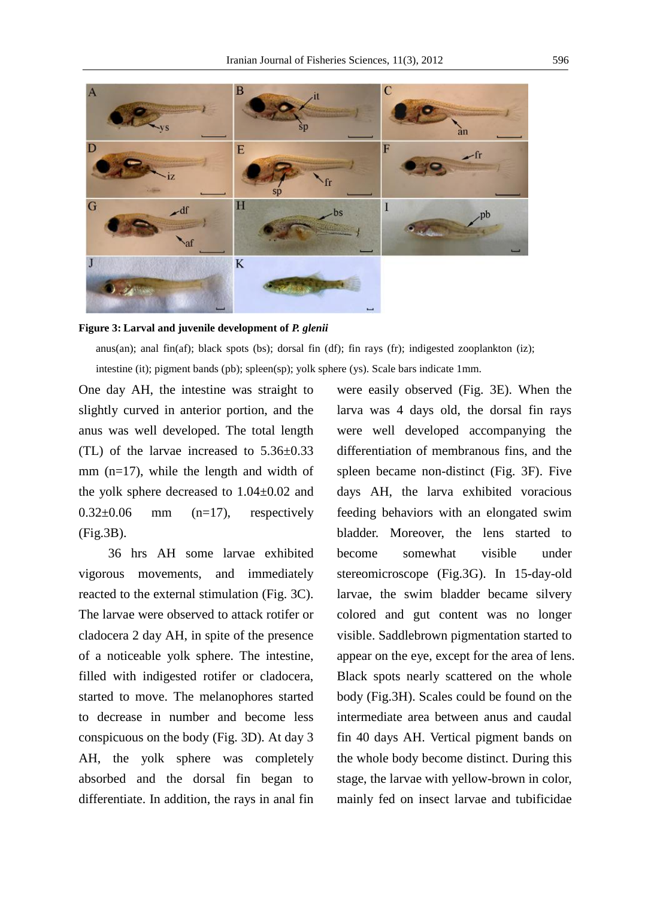**Figure 3: Larval and juvenile development of *P. glenii***

anus(an); anal fin(af); black spots (bs); dorsal fin (df); fin rays (fr); indigested zooplankton (iz); intestine (it); pigment bands (pb); spleen(sp); yolk sphere (ys). Scale bars indicate 1mm.

One day AH, the intestine was straight to slightly curved in anterior portion, and the anus was well developed. The total length (TL) of the larvae increased to 5.36±0.33 mm (n=17), while the length and width of the yolk sphere decreased to 1.04±0.02 and 0.32±0.06 mm (n=17), respectively (Fig.3B).

36 hrs AH some larvae exhibited vigorous movements, and immediately reacted to the external stimulation (Fig. 3C). The larvae were observed to attack rotifer or cladocera 2 day AH, in spite of the presence of a noticeable yolk sphere. The intestine, filled with indigested rotifer or cladocera, started to move. The melanophores started to decrease in number and become less conspicuous on the body (Fig. 3D). At day 3 AH, the yolk sphere was completely absorbed and the dorsal fin began to differentiate. In addition, the rays in anal fin were easily observed (Fig. 3E). When the larva was 4 days old, the dorsal fin rays were well developed accompanying the differentiation of membranous fins, and the spleen became non-distinct (Fig. 3F). Five days AH, the larva exhibited voracious feeding behaviors with an elongated swim bladder. Moreover, the lens started to become somewhat visible under stereomicroscope (Fig.3G). In 15-day-old larvae, the swim bladder became silvery colored and gut content was no longer visible. Saddlebrown pigmentation started to appear on the eye, except for the area of lens. Black spots nearly scattered on the whole body (Fig.3H). Scales could be found on the intermediate area between anus and caudal fin 40 days AH. Vertical pigment bands on the whole body become distinct. During this stage, the larvae with yellow-brown in color, mainly fed on insect larvae and tubificidae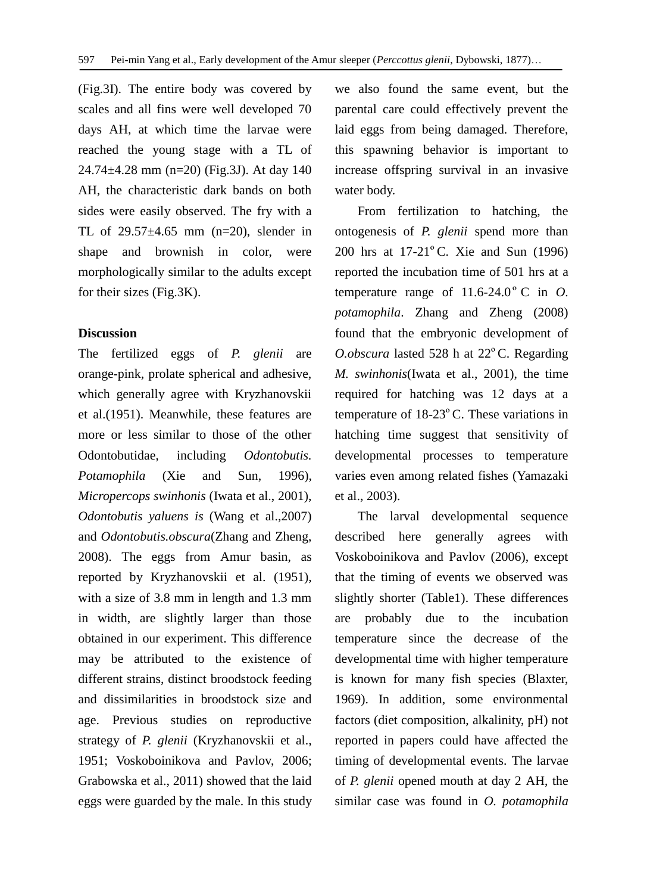(Fig.3I). The entire body was covered by scales and all fins were well developed 70 days AH, at which time the larvae were reached the young stage with a TL of 24.74±4.28 mm (n=20) (Fig.3J). At day 140 AH, the characteristic dark bands on both sides were easily observed. The fry with a TL of 29.57±4.65 mm (n=20), slender in shape and brownish in color, were morphologically similar to the adults except for their sizes (Fig.3K).

## Discussion

The fertilized eggs of *P. glenii* are orange-pink, prolate spherical and adhesive, which generally agree with Kryzhanovskii et al.(1951). Meanwhile, these features are more or less similar to those of the other Odontobutidae, including *Odontobutis. Potamophila* (Xie and Sun, 1996), *Micropercops swinhonis* (Iwata et al., 2001), *Odontobutis yaluens is* (Wang et al.,2007) and *Odontobutis.obscura*(Zhang and Zheng, 2008). The eggs from Amur basin, as reported by Kryzhanovskii et al. (1951), with a size of 3.8 mm in length and 1.3 mm in width, are slightly larger than those obtained in our experiment. This difference may be attributed to the existence of different strains, distinct broodstock feeding and dissimilarities in broodstock size and age. Previous studies on reproductive strategy of *P. glenii* (Kryzhanovskii et al., 1951; Voskoboinikova and Pavlov, 2006; Grabowska et al., 2011) showed that the laid eggs were guarded by the male. In this study we also found the same event, but the parental care could effectively prevent the laid eggs from being damaged. Therefore, this spawning behavior is important to increase offspring survival in an invasive water body.

From fertilization to hatching, the ontogenesis of *P. glenii* spend more than 200 hrs at 17-21$^{o}$C. Xie and Sun (1996) reported the incubation time of 501 hrs at a temperature range of 11.6-24.0$^{o}$C in *O. potamophila*. Zhang and Zheng (2008) found that the embryonic development of *O.obscura* lasted 528 h at 22$^{o}$C. Regarding *M. swinhonis*(Iwata et al., 2001), the time required for hatching was 12 days at a temperature of 18-23$^{o}$C. These variations in hatching time suggest that sensitivity of developmental processes to temperature varies even among related fishes (Yamazaki et al., 2003).

The larval developmental sequence described here generally agrees with Voskoboinikova and Pavlov (2006), except that the timing of events we observed was slightly shorter (Table1). These differences are probably due to the incubation temperature since the decrease of the developmental time with higher temperature is known for many fish species (Blaxter, 1969). In addition, some environmental factors (diet composition, alkalinity, pH) not reported in papers could have affected the timing of developmental events. The larvae of *P. glenii* opened mouth at day 2 AH, the similar case was found in *O. potamophila*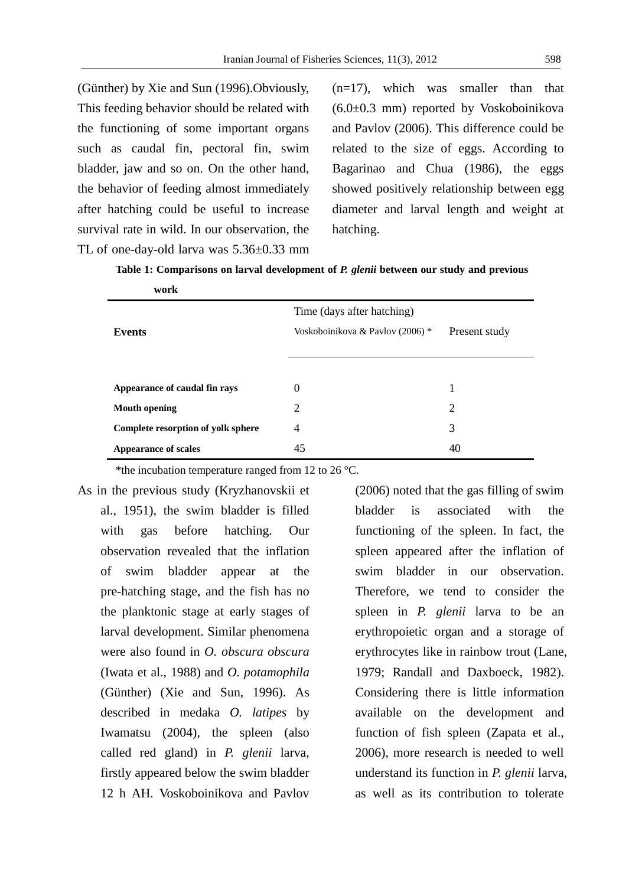(Günther) by Xie and Sun (1996).Obviously, This feeding behavior should be related with the functioning of some important organs such as caudal fin, pectoral fin, swim bladder, jaw and so on. On the other hand, the behavior of feeding almost immediately after hatching could be useful to increase survival rate in wild. In our observation, the TL of one-day-old larva was 5.36±0.33 mm (n=17), which was smaller than that (6.0±0.3 mm) reported by Voskoboinikova and Pavlov (2006). This difference could be related to the size of eggs. According to Bagarinao and Chua (1986), the eggs showed positively relationship between egg diameter and larval length and weight at hatching.

**Table 1: Comparisons on larval development of *P. glenii* between our study and previous work**

| Events | Time (days after hatching) | |
|---|---|---|
| | Voskoboinikova & Pavlov (2006) * | Present study |
| **Appearance of caudal fin rays** | 0 | 1 |
| **Mouth opening** | 2 | 2 |
| **Complete resorption of yolk sphere** | 4 | 3 |
| **Appearance of scales** | 45 | 40 |

*the incubation temperature ranged from 12 to 26 °C.

As in the previous study (Kryzhanovskii et al., 1951), the swim bladder is filled with gas before hatching. Our observation revealed that the inflation of swim bladder appear at the pre-hatching stage, and the fish has no the planktonic stage at early stages of larval development. Similar phenomena were also found in *O. obscura obscura* (Iwata et al., 1988) and *O. potamophila* (Günther) (Xie and Sun, 1996). As described in medaka *O. latipes* by Iwamatsu (2004), the spleen (also called red gland) in *P. glenii* larva, firstly appeared below the swim bladder 12 h AH. Voskoboinikova and Pavlov (2006) noted that the gas filling of swim bladder is associated with the functioning of the spleen. In fact, the spleen appeared after the inflation of swim bladder in our observation. Therefore, we tend to consider the spleen in *P. glenii* larva to be an erythropoietic organ and a storage of erythrocytes like in rainbow trout (Lane, 1979; Randall and Daxboeck, 1982). Considering there is little information available on the development and function of fish spleen (Zapata et al., 2006), more research is needed to well understand its function in *P. glenii* larva, as well as its contribution to tolerate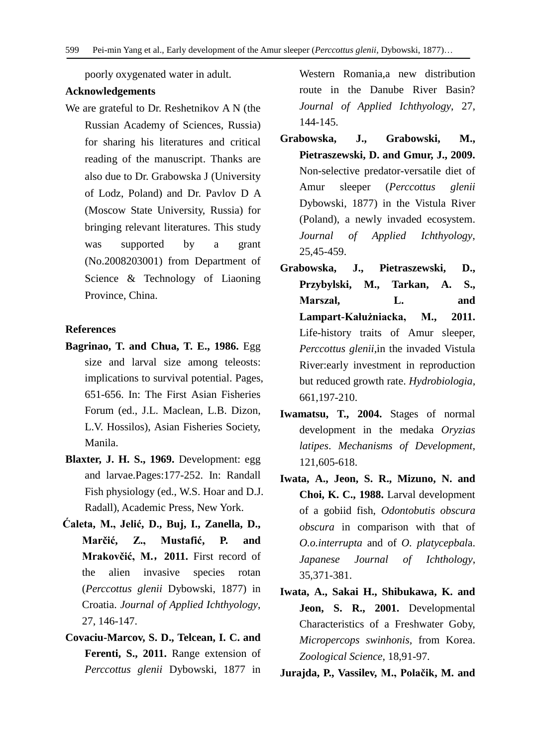poorly oxygenated water in adult.

### Acknowledgements

We are grateful to Dr. Reshetnikov A N (the Russian Academy of Sciences, Russia) for sharing his literatures and critical reading of the manuscript. Thanks are also due to Dr. Grabowska J (University of Lodz, Poland) and Dr. Pavlov D A (Moscow State University, Russia) for bringing relevant literatures. This study was supported by a grant (No.2008203001) from Department of Science & Technology of Liaoning Province, China.

### References

**Bagrinao, T. and Chua, T. E., 1986.** Egg size and larval size among teleosts: implications to survival potential. Pages, 651-656. In: The First Asian Fisheries Forum (ed., J.L. Maclean, L.B. Dizon, L.V. Hossilos), Asian Fisheries Society, Manila.

**Blaxter, J. H. S., 1969.** Development: egg and larvae.Pages:177-252. In: Randall Fish physiology (ed., W.S. Hoar and D.J. Radall), Academic Press, New York.

**Ćaleta, M., Jelić, D., Buj, I., Zanella, D., Marčić, Z., Mustafić, P. and Mrakovčić, M., 2011.** First record of the alien invasive species rotan (*Perccottus glenii* Dybowski, 1877) in Croatia. *Journal of Applied Ichthyology*, 27, 146-147.

**Covaciu-Marcov, S. D., Telcean, I. C. and Ferenti, S., 2011.** Range extension of *Perccottus glenii* Dybowski, 1877 in Western Romania,a new distribution route in the Danube River Basin? *Journal of Applied Ichthyology*, 27, 144-145.

**Grabowska, J., Grabowski, M., Pietraszewski, D. and Gmur, J., 2009.** Non-selective predator-versatile diet of Amur sleeper (*Perccottus glenii* Dybowski, 1877) in the Vistula River (Poland), a newly invaded ecosystem. *Journal of Applied Ichthyology*, 25,45-459.

**Grabowska, J., Pietraszewski, D., Przybylski, M., Tarkan, A. S., Marszał, L. and Lampart-Kałużniacka, M., 2011.** Life-history traits of Amur sleeper, *Perccottus glenii*,in the invaded Vistula River:early investment in reproduction but reduced growth rate. *Hydrobiologia*, 661,197-210.

**Iwamatsu, T., 2004.** Stages of normal development in the medaka *Oryzias latipes*. *Mechanisms of Development*, 121,605-618.

**Iwata, A., Jeon, S. R., Mizuno, N. and Choi, K. C., 1988.** Larval development of a gobiid fish, *Odontobutis obscura obscura* in comparison with that of *O.o.interrupta* and of *O. platycepbal*a. *Japanese Journal of Ichthology*, 35,371-381.

**Iwata, A., Sakai H., Shibukawa, K. and Jeon, S. R., 2001.** Developmental Characteristics of a Freshwater Goby, *Micropercops swinhonis*, from Korea. *Zoological Science*, 18,91-97.

**Jurajda, P., Vassilev, M., Polačik, M. and**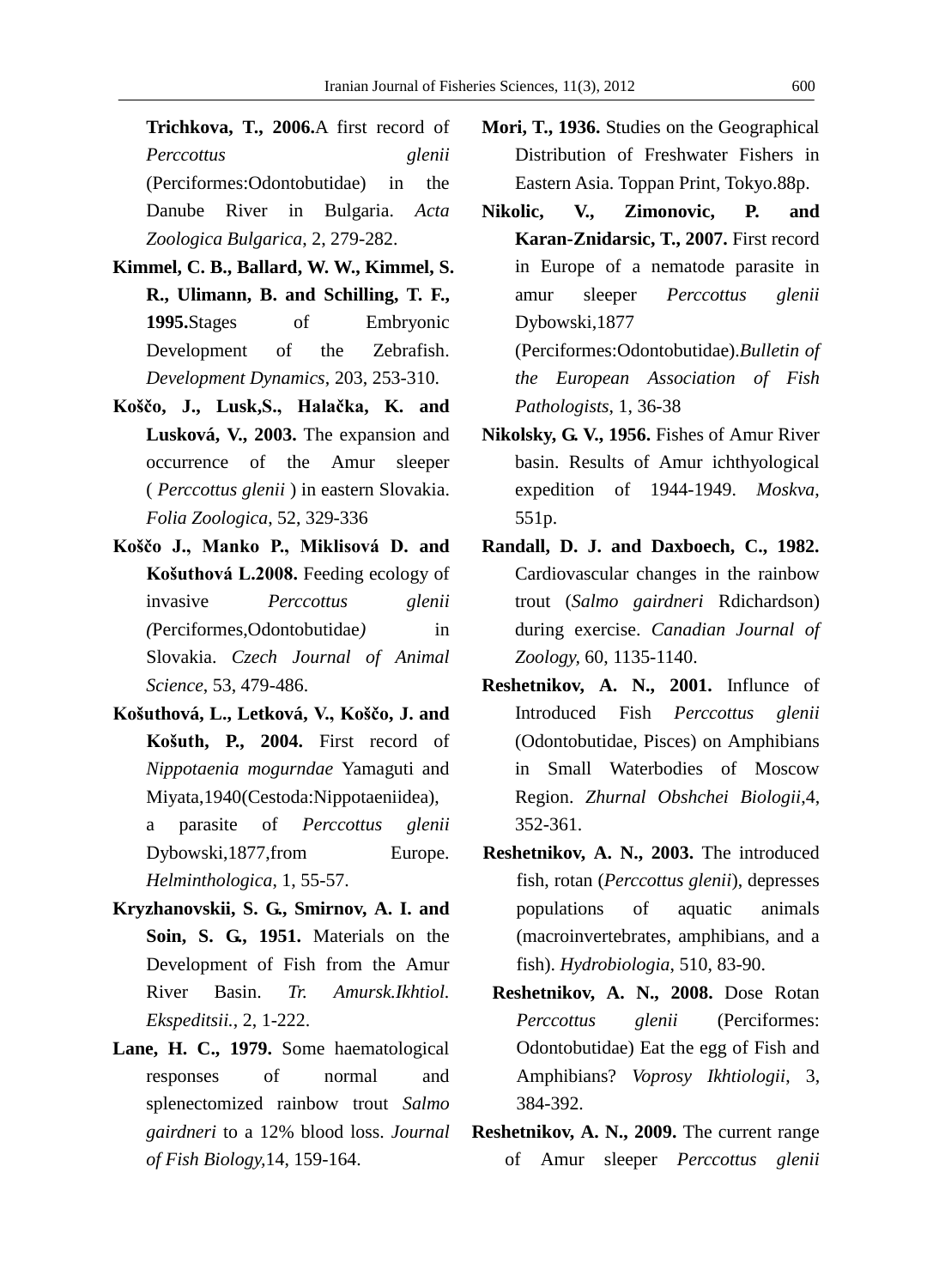**Trichkova, T., 2006.**A first record of *Perccottus glenii* (Perciformes:Odontobutidae) in the Danube River in Bulgaria. *Acta Zoologica Bulgarica*, 2, 279-282.

**Kimmel, C. B., Ballard, W. W., Kimmel, S. R., Ulimann, B. and Schilling, T. F., 1995.**Stages of Embryonic Development of the Zebrafish. *Development Dynamics*, 203, 253-310.

**Koščo, J., Lusk,S., Halačka, K. and Lusková, V., 2003.** The expansion and occurrence of the Amur sleeper ( *Perccottus glenii* ) in eastern Slovakia. *Folia Zoologica*, 52, 329-336

**Koščo J., Manko P., Miklisová D. and Košuthová L.2008.** Feeding ecology of invasive *Perccottus glenii (*Perciformes,Odontobutidae*)* in Slovakia. *Czech Journal of Animal Science*, 53, 479-486.

**Košuthová, L., Letková, V., Koščo, J. and Košuth, P., 2004.** First record of *Nippotaenia mogurndae* Yamaguti and Miyata,1940(Cestoda:Nippotaeniidea), a parasite of *Perccottus glenii* Dybowski,1877,from Europe. *Helminthologica*, 1, 55-57.

**Kryzhanovskii, S. G., Smirnov, A. I. and Soin, S. G., 1951.** Materials on the Development of Fish from the Amur River Basin. *Tr. Amursk.Ikhtiol. Ekspeditsii.*, 2, 1-222.

**Lane, H. C., 1979.** Some haematological responses of normal and splenectomized rainbow trout *Salmo gairdneri* to a 12% blood loss. *Journal of Fish Biology,*14, 159-164.

**Mori, T., 1936.** Studies on the Geographical Distribution of Freshwater Fishers in Eastern Asia. Toppan Print, Tokyo.88p.

**Nikolic, V., Zimonovic, P. and Karan-Znidarsic, T., 2007.** First record in Europe of a nematode parasite in amur sleeper *Perccottus glenii* Dybowski,1877 (Perciformes:Odontobutidae).*Bulletin of the European Association of Fish Pathologists*, 1, 36-38

**Nikolsky, G. V., 1956.** Fishes of Amur River basin. Results of Amur ichthyological expedition of 1944-1949. *Moskva*, 551p.

**Randall, D. J. and Daxboech, C., 1982.** Cardiovascular changes in the rainbow trout (*Salmo gairdneri* Rdichardson) during exercise. *Canadian Journal of Zoology*, 60, 1135-1140.

**Reshetnikov, A. N., 2001.** Influnce of Introduced Fish *Perccottus glenii* (Odontobutidae, Pisces) on Amphibians in Small Waterbodies of Moscow Region. *Zhurnal Obshchei Biologii*,4, 352-361.

**Reshetnikov, A. N., 2003.** The introduced fish, rotan (*Perccottus glenii*), depresses populations of aquatic animals (macroinvertebrates, amphibians, and a fish). *Hydrobiologia*, 510, 83-90.

**Reshetnikov, A. N., 2008.** Dose Rotan *Perccottus glenii* (Perciformes: Odontobutidae) Eat the egg of Fish and Amphibians? *Voprosy Ikhtiologii*, 3, 384-392.

**Reshetnikov, A. N., 2009.** The current range of Amur sleeper *Perccottus glenii*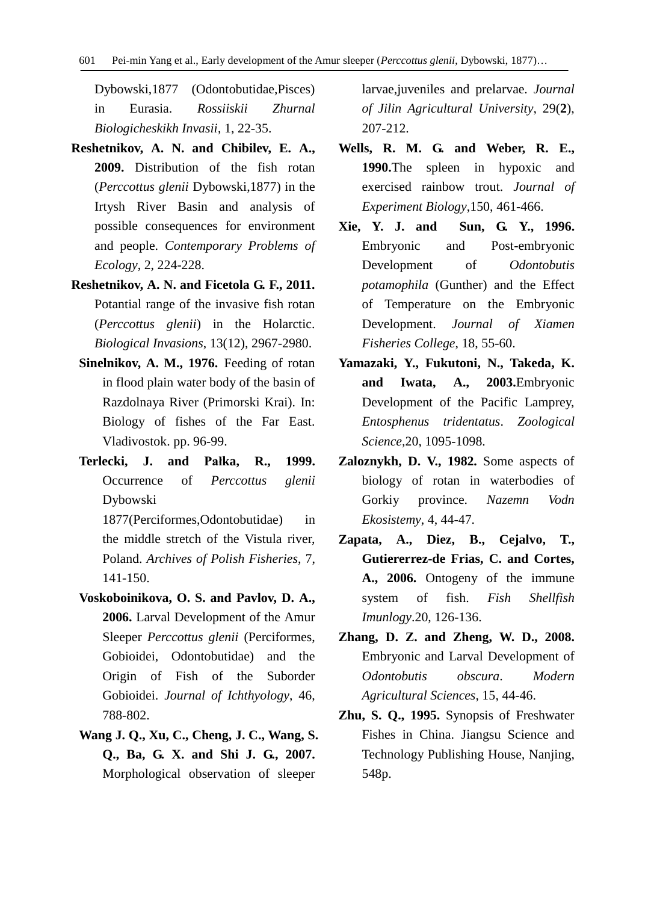Dybowski,1877 (Odontobutidae,Pisces) in Eurasia. *Rossiiskii Zhurnal Biologicheskikh Invasii*, 1, 22-35.

**Reshetnikov, A. N. and Chibilev, E. A., 2009.** Distribution of the fish rotan (*Perccottus glenii* Dybowski,1877) in the Irtysh River Basin and analysis of possible consequences for environment and people. *Contemporary Problems of Ecology*, 2, 224-228.

**Reshetnikov, A. N. and Ficetola G. F., 2011.** Potential range of the invasive fish rotan (*Perccottus glenii*) in the Holarctic. *Biological Invasions*, 13(12), 2967-2980.

**Sinelnikov, A. M., 1976.** Feeding of rotan in flood plain water body of the basin of Razdolnaya River (Primorski Krai). In: Biology of fishes of the Far East. Vladivostok. pp. 96-99.

**Terlecki, J. and Pałka, R., 1999.** Occurrence of *Perccottus glenii* Dybowski 1877(Perciformes,Odontobutidae) in the middle stretch of the Vistula river, Poland. *Archives of Polish Fisheries*, 7, 141-150.

**Voskoboinikova, O. S. and Pavlov, D. A., 2006.** Larval Development of the Amur Sleeper *Perccottus glenii* (Perciformes, Gobioidei, Odontobutidae) and the Origin of Fish of the Suborder Gobioidei. *Journal of Ichthyology*, 46, 788-802.

**Wang J. Q., Xu, C., Cheng, J. C., Wang, S. Q., Ba, G. X. and Shi J. G., 2007.** Morphological observation of sleeper larvae,juveniles and prelarvae. *Journal of Jilin Agricultural University*, 29(**2**), 207-212.

**Wells, R. M. G. and Weber, R. E., 1990.**The spleen in hypoxic and exercised rainbow trout. *Journal of Experiment Biology*,150, 461-466.

**Xie, Y. J. and Sun, G. Y., 1996.** Embryonic and Post-embryonic Development of *Odontobutis potamophila* (Gunther) and the Effect of Temperature on the Embryonic Development. *Journal of Xiamen Fisheries College*, 18, 55-60.

**Yamazaki, Y., Fukutoni, N., Takeda, K. and Iwata, A., 2003.**Embryonic Development of the Pacific Lamprey, *Entosphenus tridentatus*. *Zoological Science*,20, 1095-1098.

**Zaloznykh, D. V., 1982.** Some aspects of biology of rotan in waterbodies of Gorkiy province. *Nazemn Vodn Ekosistemy*, 4, 44-47.

**Zapata, A., Diez, B., Cejalvo, T., Gutiererrez-de Frias, C. and Cortes, A., 2006.** Ontogeny of the immune system of fish. *Fish Shellfish Imunlogy*.20, 126-136.

**Zhang, D. Z. and Zheng, W. D., 2008.** Embryonic and Larval Development of *Odontobutis obscura*. *Modern Agricultural Sciences*, 15, 44-46.

**Zhu, S. Q., 1995.** Synopsis of Freshwater Fishes in China. Jiangsu Science and Technology Publishing House, Nanjing, 548p.